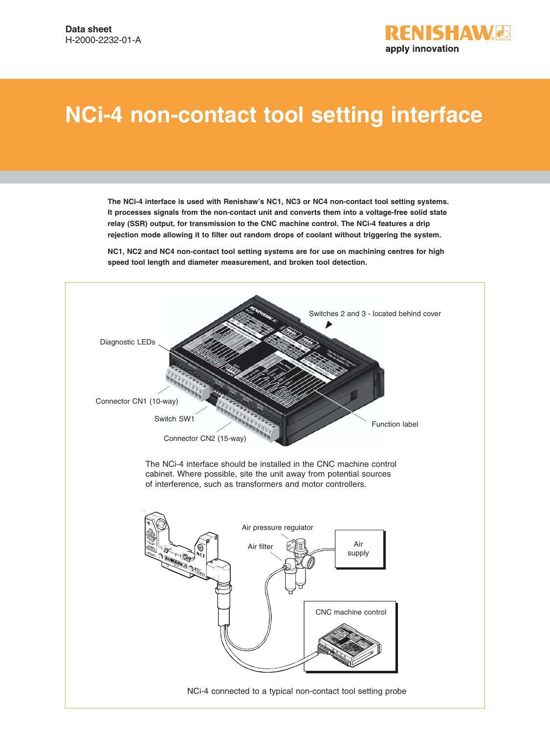Data sheet
H-2000-2232-01-A

# NCi-4 non-contact tool setting interface

**The NCi-4 interface is used with Renishaw's NC1, NC3 or NC4 non-contact tool setting systems. It processes signals from the non-contact unit and converts them into a voltage-free solid state relay (SSR) output, for transmission to the CNC machine control. The NCi-4 features a drip rejection mode allowing it to filter out random drops of coolant without triggering the system.**

**NC1, NC2 and NC4 non-contact tool setting systems are for use on machining centres for high speed tool length and diameter measurement, and broken tool detection.**

Diagnostic LEDs

Switches 2 and 3 - located behind cover

Connector CN1 (10-way)

Switch SW1

Connector CN2 (15-way)

Function label

The NCi-4 interface should be installed in the CNC machine control cabinet. Where possible, site the unit away from potential sources of interference, such as transformers and motor controllers.

Air pressure regulator

Air filter

Air supply

CNC machine control

NCi-4 connected to a typical non-contact tool setting probe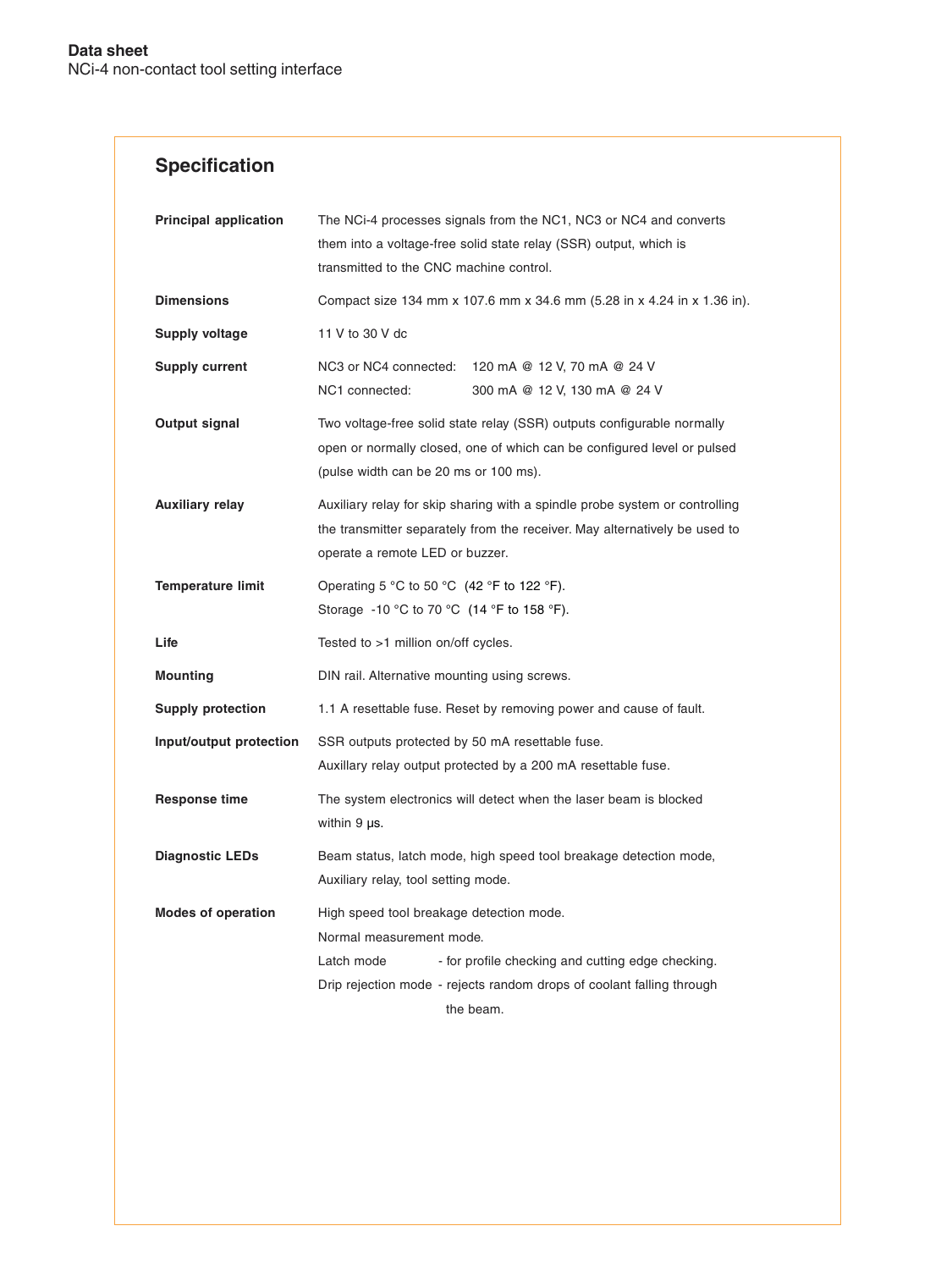## Specification

| | |
|---|---|
| **Principal application** | The NCi-4 processes signals from the NC1, NC3 or NC4 and converts them into a voltage-free solid state relay (SSR) output, which is transmitted to the CNC machine control. |
| **Dimensions** | Compact size 134 mm x 107.6 mm x 34.6 mm (5.28 in x 4.24 in x 1.36 in). |
| **Supply voltage** | 11 V to 30 V dc |
| **Supply current** | NC3 or NC4 connected: 120 mA @ 12 V, 70 mA @ 24 V<br>NC1 connected: 300 mA @ 12 V, 130 mA @ 24 V |
| **Output signal** | Two voltage-free solid state relay (SSR) outputs configurable normally open or normally closed, one of which can be configured level or pulsed (pulse width can be 20 ms or 100 ms). |
| **Auxiliary relay** | Auxiliary relay for skip sharing with a spindle probe system or controlling the transmitter separately from the receiver. May alternatively be used to operate a remote LED or buzzer. |
| **Temperature limit** | Operating 5 °C to 50 °C (42 °F to 122 °F).<br>Storage -10 °C to 70 °C (14 °F to 158 °F). |
| **Life** | Tested to >1 million on/off cycles. |
| **Mounting** | DIN rail. Alternative mounting using screws. |
| **Supply protection** | 1.1 A resettable fuse. Reset by removing power and cause of fault. |
| **Input/output protection** | SSR outputs protected by 50 mA resettable fuse.<br>Auxillary relay output protected by a 200 mA resettable fuse. |
| **Response time** | The system electronics will detect when the laser beam is blocked within 9 µs. |
| **Diagnostic LEDs** | Beam status, latch mode, high speed tool breakage detection mode, Auxiliary relay, tool setting mode. |
| **Modes of operation** | High speed tool breakage detection mode.<br>Normal measurement mode.<br>Latch mode - for profile checking and cutting edge checking.<br>Drip rejection mode - rejects random drops of coolant falling through the beam. |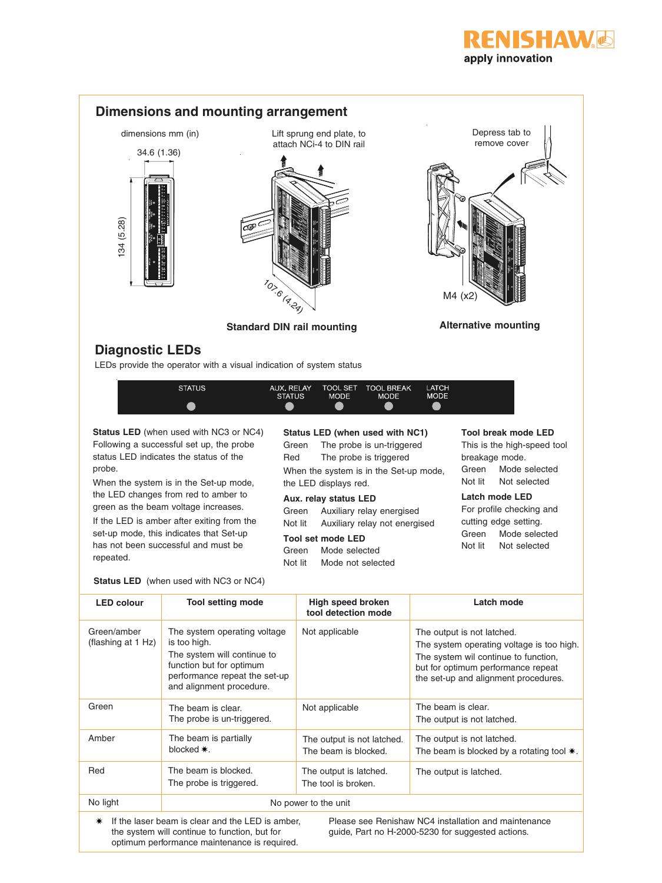## Dimensions and mounting arrangement

dimensions mm (in)

34.6 (1.36)

134 (5.28)

Lift sprung end plate, to attach NCi-4 to DIN rail

107.6 (4.24)

**Standard DIN rail mounting**

Depress tab to remove cover

M4 (x2)

**Alternative mounting**

## Diagnostic LEDs

LEDs provide the operator with a visual indication of system status

STATUS | AUX. RELAY STATUS | TOOL SET MODE | TOOL BREAK MODE | LATCH MODE

**Status LED** (when used with NC3 or NC4)
Following a successful set up, the probe status LED indicates the status of the probe.

When the system is in the Set-up mode, the LED changes from red to amber to green as the beam voltage increases.

If the LED is amber after exiting from the set-up mode, this indicates that Set-up has not been successful and must be repeated.

**Status LED (when used with NC1)**

Green The probe is un-triggered
Red The probe is triggered

When the system is in the Set-up mode, the LED displays red.

**Aux. relay status LED**

Green Auxiliary relay energised
Not lit Auxiliary relay not energised

**Tool set mode LED**

Green Mode selected
Not lit Mode not selected

**Tool break mode LED**

This is the high-speed tool breakage mode.

Green Mode selected
Not lit Not selected

**Latch mode LED**

For profile checking and cutting edge setting.

Green Mode selected
Not lit Not selected

**Status LED** (when used with NC3 or NC4)

| LED colour | Tool setting mode | High speed broken tool detection mode | Latch mode |
|---|---|---|---|
| Green/amber (flashing at 1 Hz) | The system operating voltage is too high. The system will continue to function but for optimum performance repeat the set-up and alignment procedure. | Not applicable | The output is not latched. The system operating voltage is too high. The system wil continue to function, but for optimum performance repeat the set-up and alignment procedures. |
| Green | The beam is clear. The probe is un-triggered. | Not applicable | The beam is clear. The output is not latched. |
| Amber | The beam is partially blocked ✷. | The output is not latched. The beam is blocked. | The output is not latched. The beam is blocked by a rotating tool ✷. |
| Red | The beam is blocked. The probe is triggered. | The output is latched. The tool is broken. | The output is latched. |
| No light | No power to the unit | | |

✷ If the laser beam is clear and the LED is amber, the system will continue to function, but for optimum performance maintenance is required.

Please see Renishaw NC4 installation and maintenance guide, Part no H-2000-5230 for suggested actions.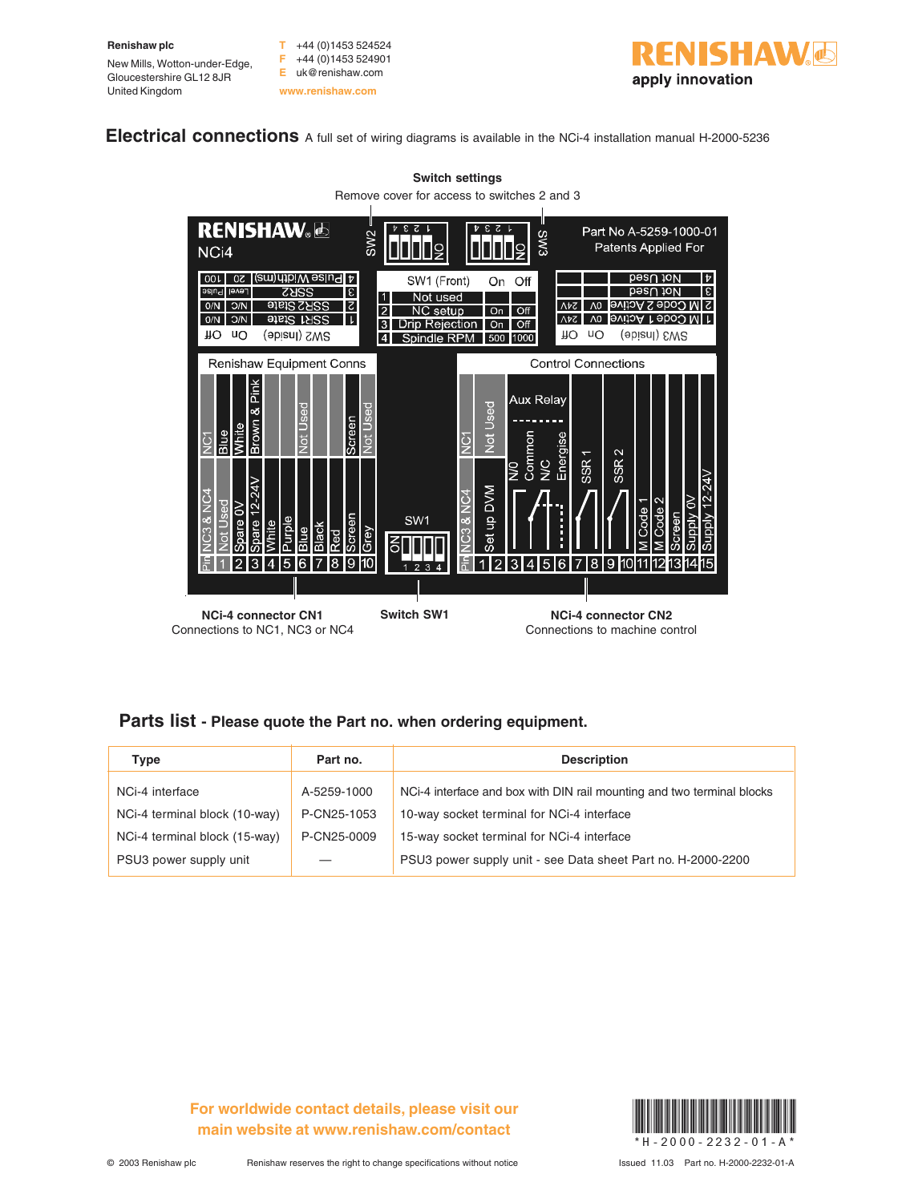**Renishaw plc**

New Mills, Wotton-under-Edge, Gloucestershire GL12 8JR United Kingdom

**T** +44 (0)1453 524524
**F** +44 (0)1453 524901
**E** uk@renishaw.com
**www.renishaw.com**

RENISHAW apply innovation

## Electrical connections

A full set of wiring diagrams is available in the NCi-4 installation manual H-2000-5236

**Switch settings**
Remove cover for access to switches 2 and 3

RENISHAW NCi4

SW2 SW3

Part No A-5259-1000-01
Patents Applied For

| SW2 (Inside) | On | Off |
|---|---|---|
| 1 SSR1 State | N/C | N/O |
| 2 SSR2 State | N/C | N/O |
| 3 SSR2 | Level | Pulse |
| 4 Pulse Width(ms) | 20 | 100 |

| SW1 (Front) | On | Off |
|---|---|---|
| 1 Not used | | |
| 2 NC setup | On | Off |
| 3 Drip Rejection | On | Off |
| 4 Spindle RPM | 500 | 1000 |

| SW3 (Inside) | On | Off |
|---|---|---|
| 1 M Code 1 Active | 0V | 24V |
| 2 M Code 2 Active | 0V | 24V |
| 3 Not Used | | |
| 4 Not Used | | |

**Renishaw Equipment Conns**

| Pin | 1 | 2 | 3 | 4 | 5 | 6 | 7 | 8 | 9 | 10 |
|---|---|---|---|---|---|---|---|---|---|---|
| NC1 | Blue | White | Brown & Pink | | | Not Used | | | Screen | Not Used |
| NC3 & NC4 | Not Used | Spare 0V | Spare 12-24V | White | Purple | Blue | Black | Red | Screen | Grey |

**Control Connections**

| Pin | 1 | 2 | 3 | 4 | 5 | 6 | 7 | 8 | 9 | 10 | 11 | 12 | 13 | 14 | 15 |
|---|---|---|---|---|---|---|---|---|---|---|---|---|---|---|---|
| NC1 | Not Used | Aux Relay | | | | | | | | | | | | | |
| NC3 & NC4 | Set up DVM | N/O | Common | N/C | Energise | SSR 1 | | SSR 2 | | M Code 1 | M Code 2 | Screen | Supply 0V | Supply 12-24V | |

**NCi-4 connector CN1**
Connections to NC1, NC3 or NC4

**Switch SW1**

**NCi-4 connector CN2**
Connections to machine control

## Parts list - Please quote the Part no. when ordering equipment.

| Type | Part no. | Description |
|---|---|---|
| NCi-4 interface | A-5259-1000 | NCi-4 interface and box with DIN rail mounting and two terminal blocks |
| NCi-4 terminal block (10-way) | P-CN25-1053 | 10-way socket terminal for NCi-4 interface |
| NCi-4 terminal block (15-way) | P-CN25-0009 | 15-way socket terminal for NCi-4 interface |
| PSU3 power supply unit | — | PSU3 power supply unit - see Data sheet Part no. H-2000-2200 |

**For worldwide contact details, please visit our main website at www.renishaw.com/contact**

*H-2000-2232-01-A*

© 2003 Renishaw plc    Renishaw reserves the right to change specifications without notice    Issued 11.03    Part no. H-2000-2232-01-A